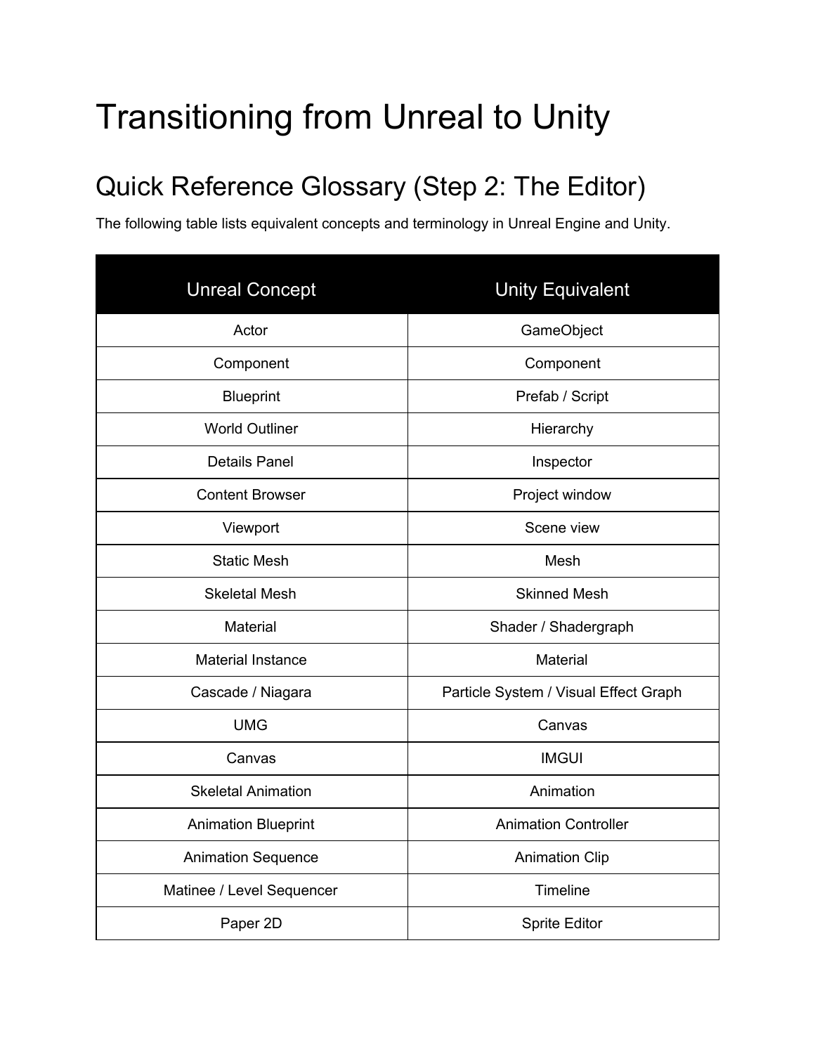# Transitioning from Unreal to Unity

## Quick Reference Glossary (Step 2: The Editor)

The following table lists equivalent concepts and terminology in Unreal Engine and Unity.

| Unreal Concept | Unity Equivalent |
| --- | --- |
| Actor | GameObject |
| Component | Component |
| Blueprint | Prefab / Script |
| World Outliner | Hierarchy |
| Details Panel | Inspector |
| Content Browser | Project window |
| Viewport | Scene view |
| Static Mesh | Mesh |
| Skeletal Mesh | Skinned Mesh |
| Material | Shader / Shadergraph |
| Material Instance | Material |
| Cascade / Niagara | Particle System / Visual Effect Graph |
| UMG | Canvas |
| Canvas | IMGUI |
| Skeletal Animation | Animation |
| Animation Blueprint | Animation Controller |
| Animation Sequence | Animation Clip |
| Matinee / Level Sequencer | Timeline |
| Paper 2D | Sprite Editor |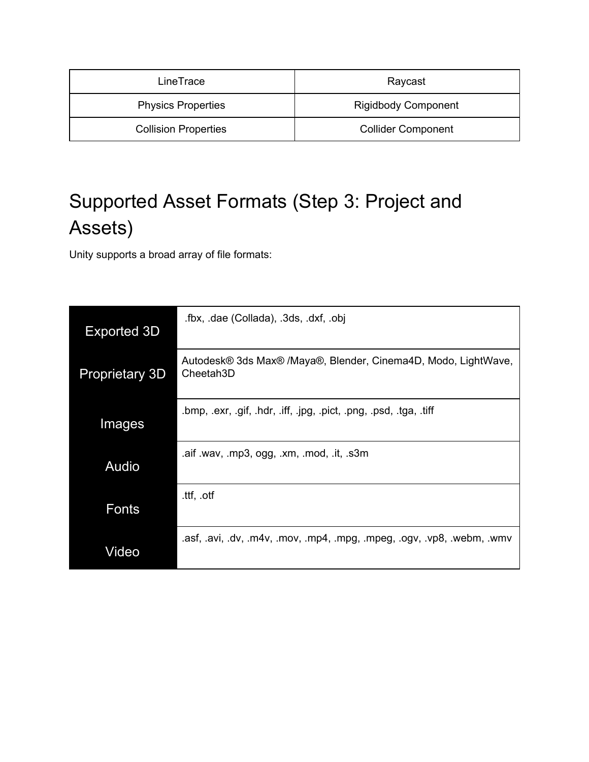| | |
|---|---|
| LineTrace | Raycast |
| Physics Properties | Rigidbody Component |
| Collision Properties | Collider Component |

# Supported Asset Formats (Step 3: Project and Assets)

Unity supports a broad array of file formats:

| | |
|---|---|
| Exported 3D | .fbx, .dae (Collada), .3ds, .dxf, .obj |
| Proprietary 3D | Autodesk® 3ds Max® /Maya®, Blender, Cinema4D, Modo, LightWave, Cheetah3D |
| Images | .bmp, .exr, .gif, .hdr, .iff, .jpg, .pict, .png, .psd, .tga, .tiff |
| Audio | .aif .wav, .mp3, ogg, .xm, .mod, .it, .s3m |
| Fonts | .ttf, .otf |
| Video | .asf, .avi, .dv, .m4v, .mov, .mp4, .mpg, .mpeg, .ogv, .vp8, .webm, .wmv |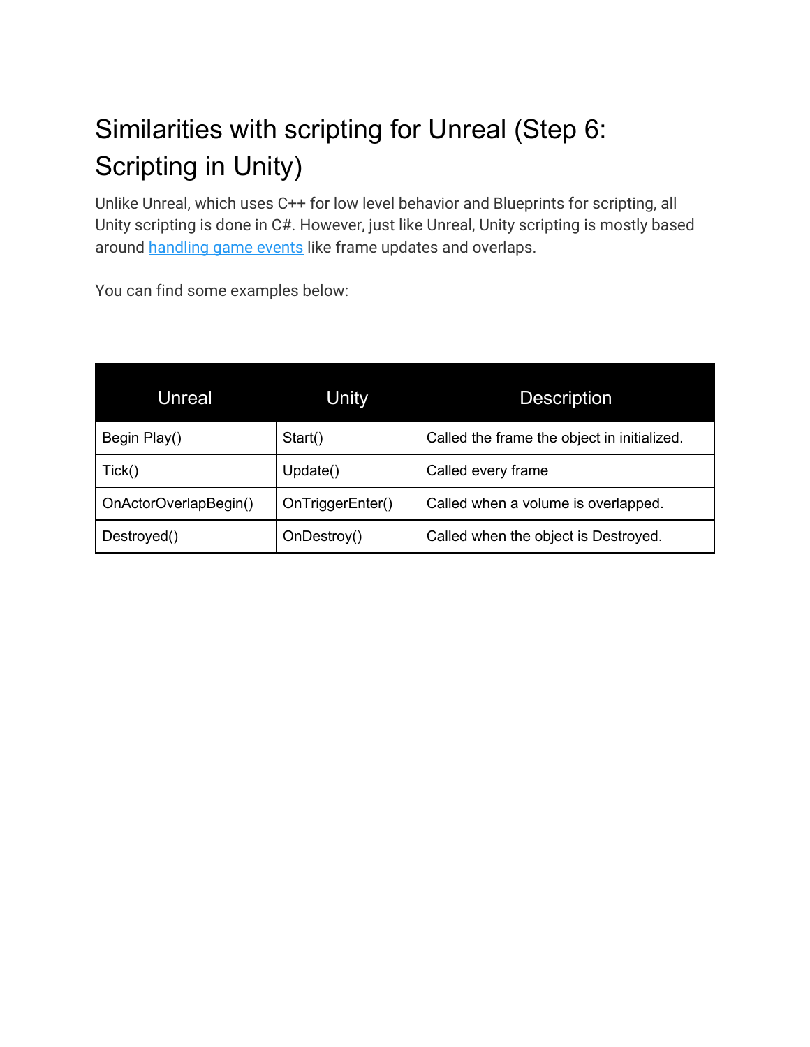# Similarities with scripting for Unreal (Step 6: Scripting in Unity)

Unlike Unreal, which uses C++ for low level behavior and Blueprints for scripting, all Unity scripting is done in C#. However, just like Unreal, Unity scripting is mostly based around [handling game events]() like frame updates and overlaps.

You can find some examples below:

| Unreal | Unity | Description |
| --- | --- | --- |
| Begin Play() | Start() | Called the frame the object in initialized. |
| Tick() | Update() | Called every frame |
| OnActorOverlapBegin() | OnTriggerEnter() | Called when a volume is overlapped. |
| Destroyed() | OnDestroy() | Called when the object is Destroyed. |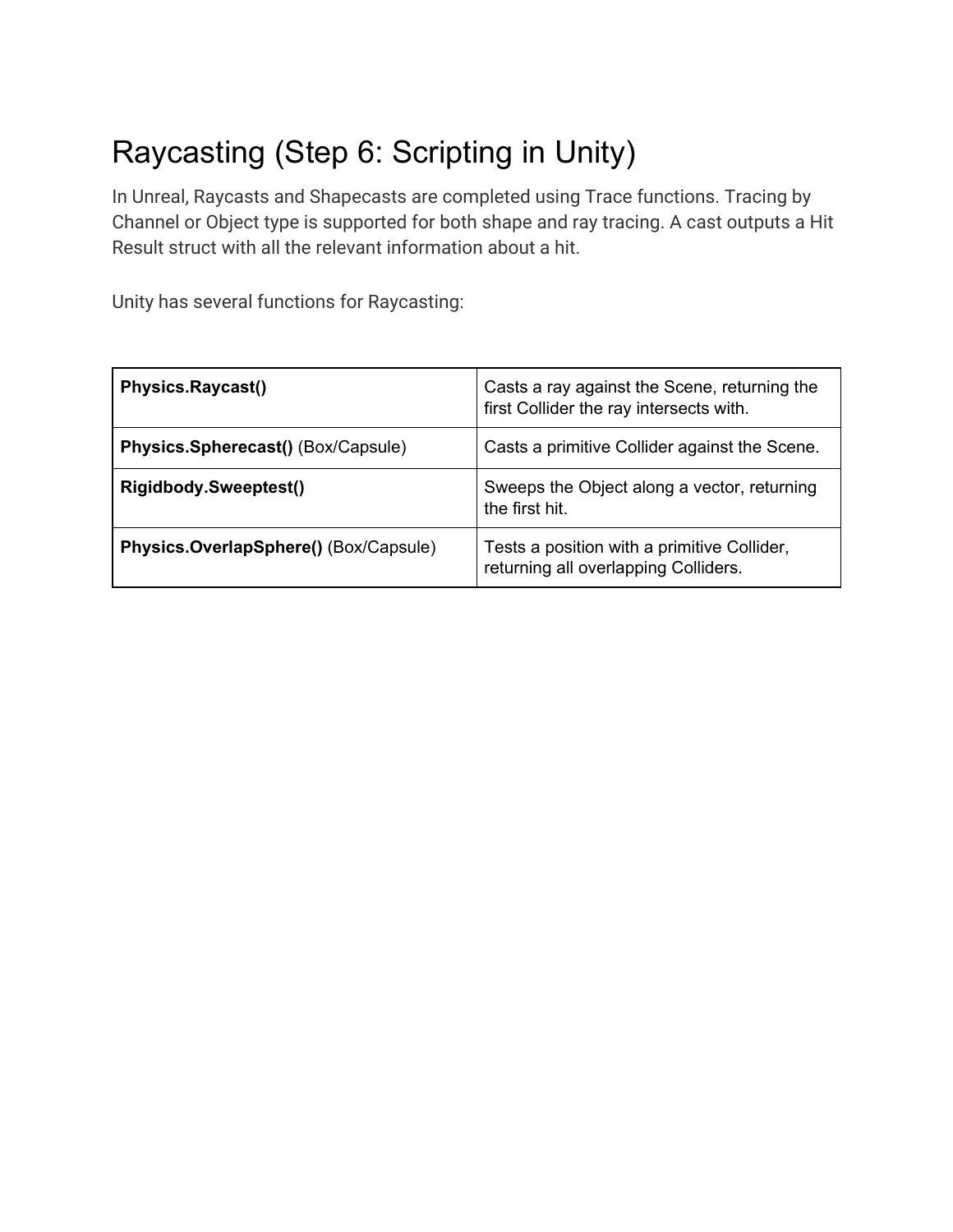# Raycasting (Step 6: Scripting in Unity)

In Unreal, Raycasts and Shapecasts are completed using Trace functions. Tracing by Channel or Object type is supported for both shape and ray tracing. A cast outputs a Hit Result struct with all the relevant information about a hit.

Unity has several functions for Raycasting:

| | |
|---|---|
| **Physics.Raycast()** | Casts a ray against the Scene, returning the first Collider the ray intersects with. |
| **Physics.Spherecast()** (Box/Capsule) | Casts a primitive Collider against the Scene. |
| **Rigidbody.Sweeptest()** | Sweeps the Object along a vector, returning the first hit. |
| **Physics.OverlapSphere()** (Box/Capsule) | Tests a position with a primitive Collider, returning all overlapping Colliders. |